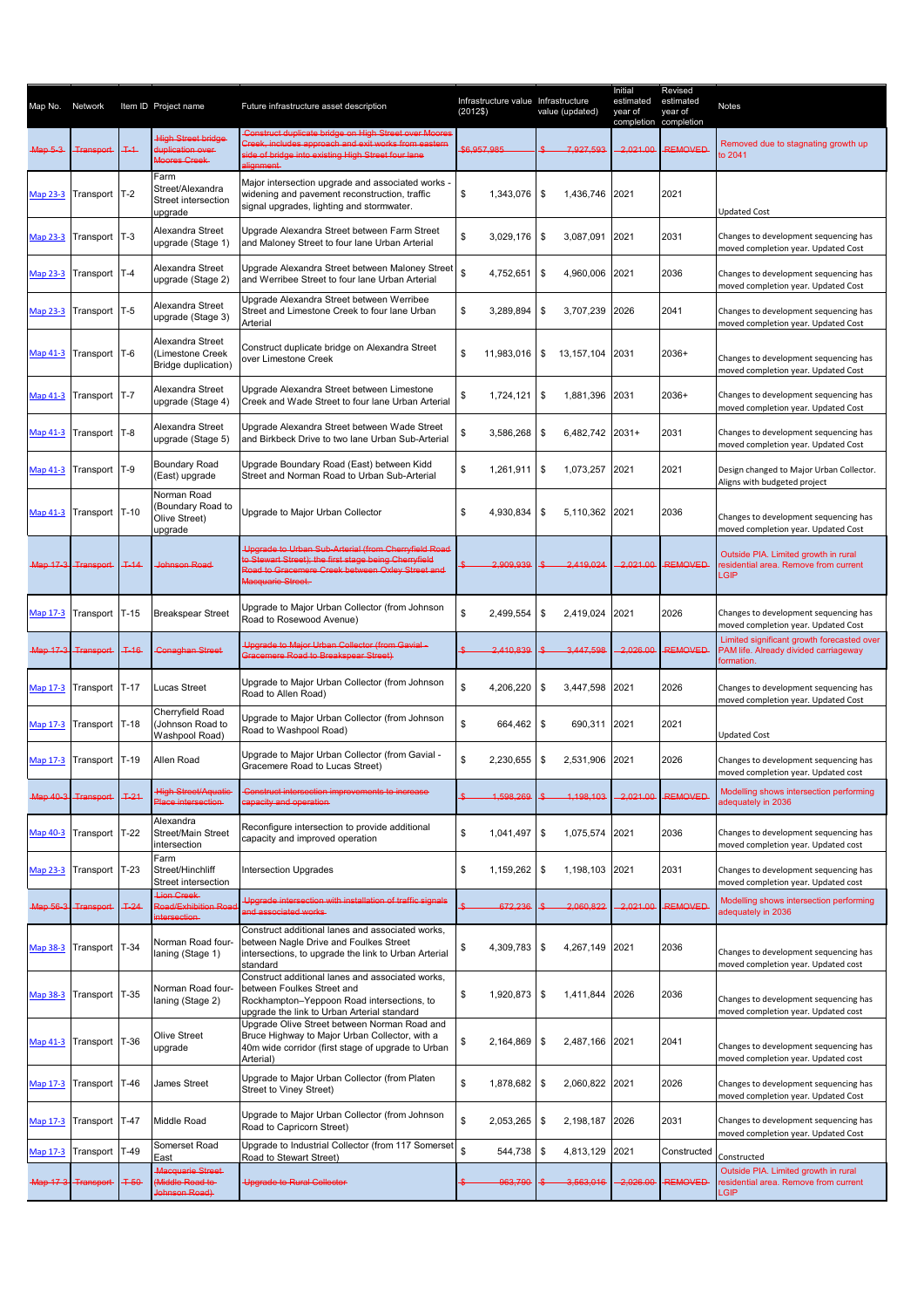| Map No. | Network | Item ID | Project name | Future infrastructure asset description | Infrastructure value (2012$) | Infrastructure value (updated) | Initial estimated year of completion | Revised estimated year of completion | Notes |
|---|---|---|---|---|---|---|---|---|---|
| ~~Map 5-3~~ | ~~Transport~~ | ~~T-1~~ | ~~High Street bridge duplication over Moores Creek~~ | ~~Construct duplicate bridge on High Street over Moores Creek, includes approach and exit works from eastern side of bridge into existing High Street four lane alignment~~ | ~~$6,957,985~~ | ~~$ 7,927,593~~ | ~~2,021.00~~ | ~~REMOVED~~ | Removed due to stagnating growth up to 2041 |
| Map 23-3 | Transport | T-2 | Farm Street/Alexandra Street intersection upgrade | Major intersection upgrade and associated works - widening and pavement reconstruction, traffic signal upgrades, lighting and stormwater. | $ 1,343,076 | $ 1,436,746 | 2021 | 2021 | Updated Cost |
| Map 23-3 | Transport | T-3 | Alexandra Street upgrade (Stage 1) | Upgrade Alexandra Street between Farm Street and Maloney Street to four lane Urban Arterial | $ 3,029,176 | $ 3,087,091 | 2021 | 2031 | Changes to development sequencing has moved completion year. Updated Cost |
| Map 23-3 | Transport | T-4 | Alexandra Street upgrade (Stage 2) | Upgrade Alexandra Street between Maloney Street and Werribee Street to four lane Urban Arterial | $ 4,752,651 | $ 4,960,006 | 2021 | 2036 | Changes to development sequencing has moved completion year. Updated Cost |
| Map 23-3 | Transport | T-5 | Alexandra Street upgrade (Stage 3) | Upgrade Alexandra Street between Werribee Street and Limestone Creek to four lane Urban Arterial | $ 3,289,894 | $ 3,707,239 | 2026 | 2041 | Changes to development sequencing has moved completion year. Updated Cost |
| Map 41-3 | Transport | T-6 | Alexandra Street (Limestone Creek Bridge duplication) | Construct duplicate bridge on Alexandra Street over Limestone Creek | $ 11,983,016 | $ 13,157,104 | 2031 | 2036+ | Changes to development sequencing has moved completion year. Updated Cost |
| Map 41-3 | Transport | T-7 | Alexandra Street upgrade (Stage 4) | Upgrade Alexandra Street between Limestone Creek and Wade Street to four lane Urban Arterial | $ 1,724,121 | $ 1,881,396 | 2031 | 2036+ | Changes to development sequencing has moved completion year. Updated Cost |
| Map 41-3 | Transport | T-8 | Alexandra Street upgrade (Stage 5) | Upgrade Alexandra Street between Wade Street and Birkbeck Drive to two lane Urban Sub-Arterial | $ 3,586,268 | $ 6,482,742 | 2031+ | 2031 | Changes to development sequencing has moved completion year. Updated Cost |
| Map 41-3 | Transport | T-9 | Boundary Road (East) upgrade | Upgrade Boundary Road (East) between Kidd Street and Norman Road to Urban Sub-Arterial | $ 1,261,911 | $ 1,073,257 | 2021 | 2021 | Design changed to Major Urban Collector. Aligns with budgeted project |
| Map 41-3 | Transport | T-10 | Norman Road (Boundary Road to Olive Street) upgrade | Upgrade to Major Urban Collector | $ 4,930,834 | $ 5,110,362 | 2021 | 2036 | Changes to development sequencing has moved completion year. Updated Cost |
| ~~Map 17-3~~ | ~~Transport~~ | ~~T-14~~ | ~~Johnson Road~~ | ~~Upgrade to Urban Sub-Arterial (from Cherryfield Road to Stewart Street); the first stage being Cherryfield Road to Gracemere Creek between Oxley Street and Macquarie Street.~~ | ~~$ 2,909,939~~ | ~~$ 2,419,024~~ | ~~2,021.00~~ | ~~REMOVED~~ | Outside PIA. Limited growth in rural residential area. Remove from current LGIP |
| Map 17-3 | Transport | T-15 | Breakspear Street | Upgrade to Major Urban Collector (from Johnson Road to Rosewood Avenue) | $ 2,499,554 | $ 2,419,024 | 2021 | 2026 | Changes to development sequencing has moved completion year. Updated Cost |
| ~~Map 17-3~~ | ~~Transport~~ | ~~T-16~~ | ~~Conaghan Street~~ | ~~Upgrade to Major Urban Collector (from Gavial - Gracemere Road to Breakspear Street)~~ | ~~$ 2,410,839~~ | ~~$ 3,447,598~~ | ~~2,026.00~~ | ~~REMOVED~~ | Limited significant growth forecasted over PAM life. Already divided carriageway formation. |
| Map 17-3 | Transport | T-17 | Lucas Street | Upgrade to Major Urban Collector (from Johnson Road to Allen Road) | $ 4,206,220 | $ 3,447,598 | 2021 | 2026 | Changes to development sequencing has moved completion year. Updated Cost |
| Map 17-3 | Transport | T-18 | Cherryfield Road (Johnson Road to Washpool Road) | Upgrade to Major Urban Collector (from Johnson Road to Washpool Road) | $ 664,462 | $ 690,311 | 2021 | 2021 | Updated Cost |
| Map 17-3 | Transport | T-19 | Allen Road | Upgrade to Major Urban Collector (from Gavial - Gracemere Road to Lucas Street) | $ 2,230,655 | $ 2,531,906 | 2021 | 2026 | Changes to development sequencing has moved completion year. Updated cost |
| ~~Map 40-3~~ | ~~Transport~~ | ~~T-21~~ | ~~High Street/Aquatic Place intersection~~ | ~~Construct intersection improvements to increase capacity and operation~~ | ~~$ 1,598,269~~ | ~~$ 1,198,103~~ | ~~2,021.00~~ | ~~REMOVED~~ | Modelling shows intersection performing adequately in 2036 |
| Map 40-3 | Transport | T-22 | Alexandra Street/Main Street intersection | Reconfigure intersection to provide additional capacity and improved operation | $ 1,041,497 | $ 1,075,574 | 2021 | 2036 | Changes to development sequencing has moved completion year. Updated cost |
| Map 23-3 | Transport | T-23 | Farm Street/Hinchliff Street intersection | Intersection Upgrades | $ 1,159,262 | $ 1,198,103 | 2021 | 2031 | Changes to development sequencing has moved completion year. Updated cost |
| ~~Map 56-3~~ | ~~Transport~~ | ~~T-24~~ | ~~Lion Creek Road/Exhibition Road intersection~~ | ~~Upgrade intersection with installation of traffic signals and associated works~~ | ~~$ 672,236~~ | ~~$ 2,060,822~~ | ~~2,021.00~~ | ~~REMOVED~~ | Modelling shows intersection performing adequately in 2036 |
| Map 38-3 | Transport | T-34 | Norman Road four-laning (Stage 1) | Construct additional lanes and associated works, between Nagle Drive and Foulkes Street intersections, to upgrade the link to Urban Arterial standard | $ 4,309,783 | $ 4,267,149 | 2021 | 2036 | Changes to development sequencing has moved completion year. Updated cost |
| Map 38-3 | Transport | T-35 | Norman Road four-laning (Stage 2) | Construct additional lanes and associated works, between Foulkes Street and Rockhampton–Yeppoon Road intersections, to upgrade the link to Urban Arterial standard | $ 1,920,873 | $ 1,411,844 | 2026 | 2036 | Changes to development sequencing has moved completion year. Updated cost |
| Map 41-3 | Transport | T-36 | Olive Street upgrade | Upgrade Olive Street between Norman Road and Bruce Highway to Major Urban Collector, with a 40m wide corridor (first stage of upgrade to Urban Arterial) | $ 2,164,869 | $ 2,487,166 | 2021 | 2041 | Changes to development sequencing has moved completion year. Updated cost |
| Map 17-3 | Transport | T-46 | James Street | Upgrade to Major Urban Collector (from Platen Street to Viney Street) | $ 1,878,682 | $ 2,060,822 | 2021 | 2026 | Changes to development sequencing has moved completion year. Updated Cost |
| Map 17-3 | Transport | T-47 | Middle Road | Upgrade to Major Urban Collector (from Johnson Road to Capricorn Street) | $ 2,053,265 | $ 2,198,187 | 2026 | 2031 | Changes to development sequencing has moved completion year. Updated Cost |
| Map 17-3 | Transport | T-49 | Somerset Road East | Upgrade to Industrial Collector (from 117 Somerset Road to Stewart Street) | $ 544,738 | $ 4,813,129 | 2021 | Constructed | Constructed |
| ~~Map 17-3~~ | ~~Transport~~ | ~~T-50~~ | ~~Macquarie Street (Middle Road to Johnson Road)~~ | ~~Upgrade to Rural Collector~~ | ~~$ 963,790~~ | ~~$ 3,563,016~~ | ~~2,026.00~~ | ~~REMOVED~~ | Outside PIA. Limited growth in rural residential area. Remove from current LGIP |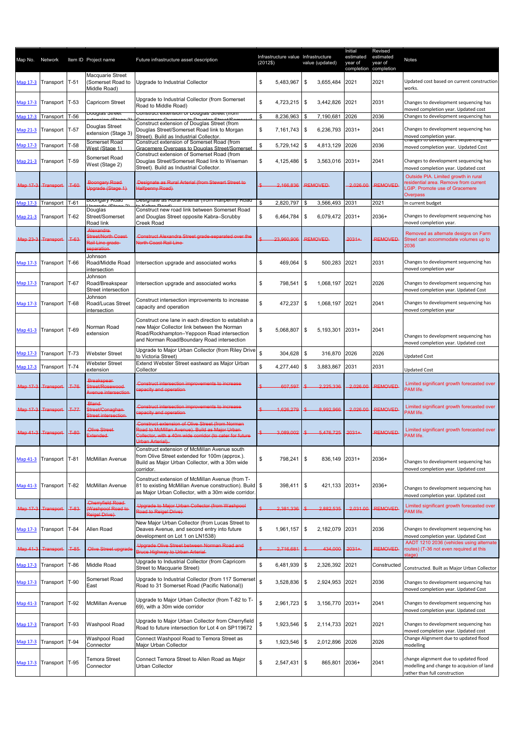| Map No. | Network | Item ID | Project name | Future infrastructure asset description | Infrastructure value (2012$) | Infrastructure value (updated) | Initial estimated year of completion | Revised estimated year of completion | Notes |
|---|---|---|---|---|---|---|---|---|---|
| Map 17-3 | Transport | T-51 | Macquarie Street (Somerset Road to Middle Road) | Upgrade to Industrial Collector | $ 5,483,967 | $ 3,655,484 | 2021 | 2021 | Updated cost based on current construction works. |
| Map 17-3 | Transport | T-53 | Capricorn Street | Upgrade to Industrial Collector (from Somerset Road to Middle Road) | $ 4,723,215 | $ 3,442,826 | 2021 | 2031 | Changes to development sequencing has moved completion year. Updated cost |
| Map 17-3 | Transport | T-56 | Douglas Street extension (Stage 2) | Construct extension of Douglas Street (from Gracemere Overpass to Douglas Street/Somerset | $ 8,236,963 | $ 7,190,681 | 2026 | 2036 | Changes to development sequencing has |
| Map 21-3 | Transport | T-57 | Douglas Street extension (Stage 3) | Construct extension of Douglas Street (from Douglas Street/Somerset Road link to Morgan Street). Build as Industrial Collector. | $ 7,161,743 | $ 6,236,793 | 2031+ | 2041 | Changes to development sequencing has moved completion year. |
| Map 17-3 | Transport | T-58 | Somerset Road West (Stage 1) | Construct extension of Somerset Road (from Gracemere Overpass to Douglas Street/Somerset | $ 5,729,142 | $ 4,813,129 | 2026 | 2036 | Changes to development sequencing has moved completion year. Updated Cost |
| Map 21-3 | Transport | T-59 | Somerset Road West (Stage 2) | Construct extension of Somerset Road (from Douglas Street/Somerset Road link to Wiseman Street). Build as Industrial Collector. | $ 4,125,486 | $ 3,563,016 | 2031+ | 2041 | Changes to development sequencing has moved completion year. Updated cost |
| ~~Map 17-3~~ | ~~Transport~~ | ~~T-60~~ | ~~Boongary Road Upgrade (Stage 1)~~ | ~~Designate as Rural Arterial (from Stewart Street to Halfpenny Road)~~ | ~~$ 2,166,836~~ | ~~REMOVED~~ | ~~2,026.00~~ | ~~REMOVED~~ | Outside PIA. Limited growth in rural residential area. Remove from current LGIP. Promote use of Gracemere Overpass |
| Map 17-3 | Transport | T-61 | Boongary Road Upgrade (Stage 2) | Designate as Rural Arterial (from Halfpenny Road to Kabra Road) | $ 2,820,797 | $ 3,566,493 | 2031 | 2021 | In current budget |
| Map 21-3 | Transport | T-62 | Douglas Street/Somerset Road link | Construct new road link between Somerset Road and Douglas Street opposite Kabra–Scrubby Creek Road | $ 6,464,784 | $ 6,079,472 | 2031+ | 2036+ | Changes to development sequencing has moved completion year. |
| ~~Map 23-3~~ | ~~Transport~~ | ~~T-63~~ | ~~Alexandra Street/North Coast Rail Line grade-separation~~ | ~~Construct Alexandra Street grade-separated over the North Coast Rail Line~~ | ~~$ 23,960,906~~ | ~~REMOVED~~ | ~~2031+~~ | ~~REMOVED~~ | Removed as alternate designs on Farm Street can accommodate volumes up to 2036 |
| Map 17-3 | Transport | T-66 | Johnson Road/Middle Road intersection | Intersection upgrade and associated works | $ 469,064 | $ 500,283 | 2021 | 2031 | Changes to development sequencing has moved completion year |
| Map 17-3 | Transport | T-67 | Johnson Road/Breakspear Street intersection | Intersection upgrade and associated works | $ 798,541 | $ 1,068,197 | 2021 | 2026 | Changes to development sequencing has moved completion year. Updated Cost |
| Map 17-3 | Transport | T-68 | Johnson Road/Lucas Street intersection | Construct intersection improvements to increase capacity and operation | $ 472,237 | $ 1,068,197 | 2021 | 2041 | Changes to development sequencing has moved completion year |
| Map 41-3 | Transport | T-69 | Norman Road extension | Construct one lane in each direction to establish a new Major Collector link between the Norman Road/Rockhampton–Yeppoon Road intersection and Norman Road/Boundary Road intersection | $ 5,068,807 | $ 5,193,301 | 2031+ | 2041 | Changes to development sequencing has moved completion year. Updated cost |
| Map 17-3 | Transport | T-73 | Webster Street | Upgrade to Major Urban Collector (from Riley Drive to Victoria Street) | $ 304,628 | $ 316,870 | 2026 | 2026 | Updated Cost |
| Map 17-3 | Transport | T-74 | Webster Street extension | Extend Webster Street eastward as Major Urban Collector | $ 4,277,440 | $ 3,883,867 | 2031 | 2031 | Updated Cost |
| ~~Map 17-3~~ | ~~Transport~~ | ~~T-76~~ | ~~Breakspear Street/Rosewood Avenue intersection~~ | ~~Construct intersection improvements to increase capacity and operation~~ | ~~$ 607,597~~ | ~~$ 2,225,336~~ | ~~2,026.00~~ | ~~REMOVED~~ | Limited significant growth forecasted over PAM life. |
| ~~Map 17-3~~ | ~~Transport~~ | ~~T-77~~ | ~~Bland Street/Conaghan Street intersection~~ | ~~Construct intersection improvements to increase capacity and operation~~ | ~~$ 1,626,279~~ | ~~$ 8,992,966~~ | ~~2,026.00~~ | ~~REMOVED~~ | Limited significant growth forecasted over PAM life. |
| ~~Map 41-3~~ | ~~Transport~~ | ~~T-80~~ | ~~Olive Street Extended~~ | ~~Construct extension of Olive Street (from Norman Road to McMillan Avenue). Build as Major Urban Collector, with a 40m wide corridor (to cater for future Urban Arterial).~~ | ~~$ 3,089,002~~ | ~~$ 5,476,725~~ | ~~2031+~~ | ~~REMOVED~~ | Limited significant growth forecasted over PAM life. |
| Map 41-3 | Transport | T-81 | McMillan Avenue | Construct extension of McMillan Avenue south from Olive Street extended for 100m (approx.). Build as Major Urban Collector, with a 30m wide corridor. | $ 798,241 | $ 836,149 | 2031+ | 2036+ | Changes to development sequencing has moved completion year. Updated cost |
| Map 41-3 | Transport | T-82 | McMillan Avenue | Construct extension of McMillan Avenue (from T-81 to existing McMillan Avenue construction). Build as Major Urban Collector, with a 30m wide corridor. | $ 398,411 | $ 421,133 | 2031+ | 2036+ | Changes to development sequencing has moved completion year. Updated cost |
| ~~Map 17-3~~ | ~~Transport~~ | ~~T-83~~ | ~~Cherryfield Road (Washpool Road to Reigel Drive)~~ | ~~Upgrade to Major Urban Collector (from Washpool Road to Reigel Drive)~~ | ~~$ 2,381,336~~ | ~~$ 2,882,535~~ | ~~2,031.00~~ | ~~REMOVED~~ | Limited significant growth forecasted over PAM life. |
| Map 17-3 | Transport | T-84 | Allen Road | New Major Urban Collector (from Lucas Street to Deaves Avenue, and second entry into future development on Lot 1 on LN1538) | $ 1,961,157 | $ 2,182,079 | 2031 | 2036 | Changes to development sequencing has moved completion year. Updated Cost |
| ~~Map 41-3~~ | ~~Transport~~ | ~~T-85~~ | ~~Olive Street upgrade~~ | ~~Upgrade Olive Street between Norman Road and Bruce Highway to Urban Arterial~~ | ~~$ 2,716,681~~ | ~~$ 434,000~~ | ~~2031+~~ | ~~REMOVED~~ | AADT 1210 2036 (vehicles using alternate routes) (T-36 not even required at this stage) |
| Map 17-3 | Transport | T-86 | Middle Road | Upgrade to Industrial Collector (from Capricorn Street to Macquarie Street) | $ 6,481,939 | $ 2,326,392 | 2021 | Constructed | Constructed. Built as Major Urban Collector |
| Map 17-3 | Transport | T-90 | Somerset Road East | Upgrade to Industrial Collector (from 117 Somerset Road to 31 Somerset Road (Pacific National)) | $ 3,528,836 | $ 2,924,953 | 2021 | 2036 | Changes to development sequencing has moved completion year. Updated Cost |
| Map 41-3 | Transport | T-92 | McMillan Avenue | Upgrade to Major Urban Collector (from T-82 to T-69), with a 30m wide corridor | $ 2,961,723 | $ 3,156,770 | 2031+ | 2041 | Changes to development sequencing has moved completion year. Updated cost |
| Map 17-3 | Transport | T-93 | Washpool Road | Upgrade to Major Urban Collector from Cherryfield Road to future intersection for Lot 4 on SP119672 | $ 1,923,546 | $ 2,114,733 | 2021 | 2021 | Changes to development sequencing has moved completion year. Updated cost |
| Map 17-3 | Transport | T-94 | Washpool Road Connector | Connect Washpool Road to Temora Street as Major Urban Collector | $ 1,923,546 | $ 2,012,896 | 2026 | 2026 | Change Alignment due to updated flood modelling |
| Map 17-3 | Transport | T-95 | Temora Street Connector | Connect Temora Street to Allen Road as Major Urban Collector | $ 2,547,431 | $ 865,801 | 2036+ | 2041 | change alignment due to updated flood modelling and change to acquisiton of land rather than full construction |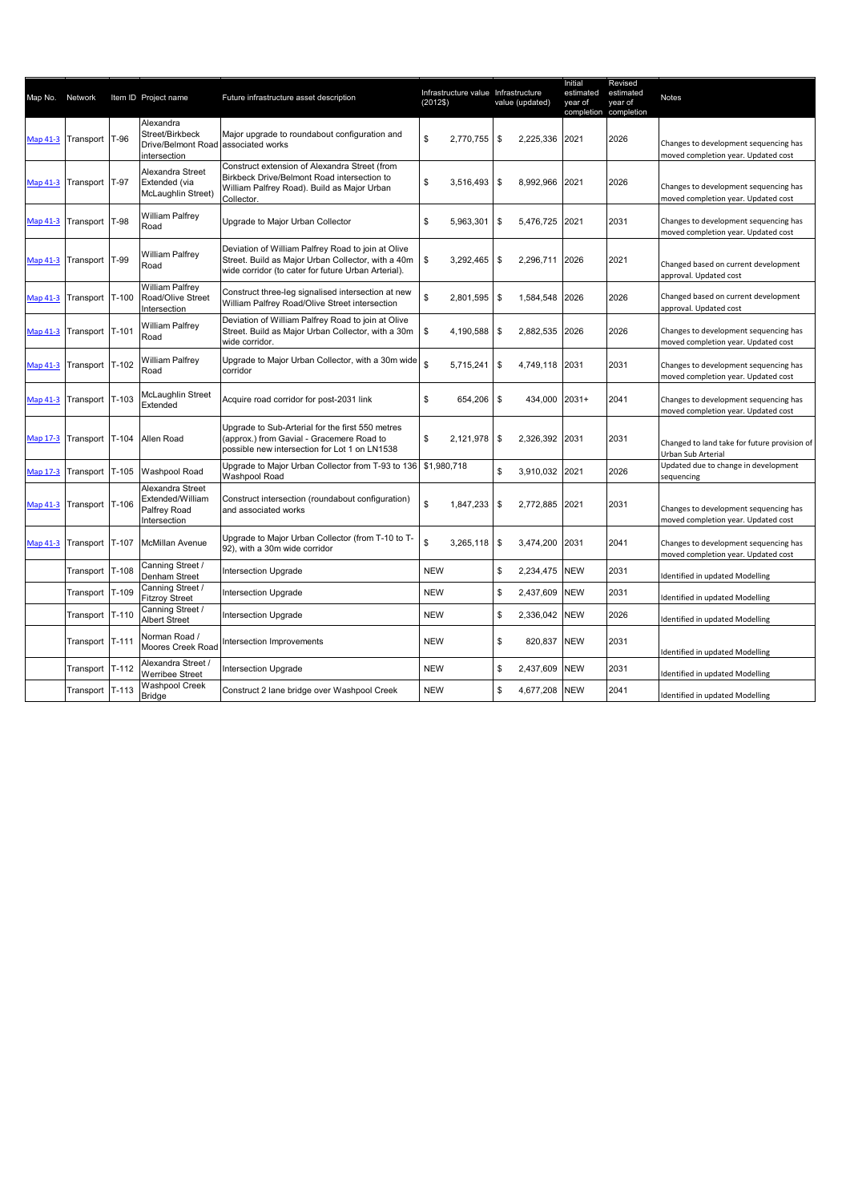| Map No. | Network | Item ID | Project name | Future infrastructure asset description | Infrastructure value (2012$) | Infrastructure value (updated) | Initial estimated year of completion | Revised estimated year of completion | Notes |
|---|---|---|---|---|---|---|---|---|---|
| Map 41-3 | Transport | T-96 | Alexandra Street/Birkbeck Drive/Belmont Road intersection | Major upgrade to roundabout configuration and associated works | $ 2,770,755 | $ 2,225,336 | 2021 | 2026 | Changes to development sequencing has moved completion year. Updated cost |
| Map 41-3 | Transport | T-97 | Alexandra Street Extended (via McLaughlin Street) | Construct extension of Alexandra Street (from Birkbeck Drive/Belmont Road intersection to William Palfrey Road). Build as Major Urban Collector. | $ 3,516,493 | $ 8,992,966 | 2021 | 2026 | Changes to development sequencing has moved completion year. Updated cost |
| Map 41-3 | Transport | T-98 | William Palfrey Road | Upgrade to Major Urban Collector | $ 5,963,301 | $ 5,476,725 | 2021 | 2031 | Changes to development sequencing has moved completion year. Updated cost |
| Map 41-3 | Transport | T-99 | William Palfrey Road | Deviation of William Palfrey Road to join at Olive Street. Build as Major Urban Collector, with a 40m wide corridor (to cater for future Urban Arterial). | $ 3,292,465 | $ 2,296,711 | 2026 | 2021 | Changed based on current development approval. Updated cost |
| Map 41-3 | Transport | T-100 | William Palfrey Road/Olive Street Intersection | Construct three-leg signalised intersection at new William Palfrey Road/Olive Street intersection | $ 2,801,595 | $ 1,584,548 | 2026 | 2026 | Changed based on current development approval. Updated cost |
| Map 41-3 | Transport | T-101 | William Palfrey Road | Deviation of William Palfrey Road to join at Olive Street. Build as Major Urban Collector, with a 30m wide corridor. | $ 4,190,588 | $ 2,882,535 | 2026 | 2026 | Changes to development sequencing has moved completion year. Updated cost |
| Map 41-3 | Transport | T-102 | William Palfrey Road | Upgrade to Major Urban Collector, with a 30m wide corridor | $ 5,715,241 | $ 4,749,118 | 2031 | 2031 | Changes to development sequencing has moved completion year. Updated cost |
| Map 41-3 | Transport | T-103 | McLaughlin Street Extended | Acquire road corridor for post-2031 link | $ 654,206 | $ 434,000 | 2031+ | 2041 | Changes to development sequencing has moved completion year. Updated cost |
| Map 17-3 | Transport | T-104 | Allen Road | Upgrade to Sub-Arterial for the first 550 metres (approx.) from Gavial - Gracemere Road to possible new intersection for Lot 1 on LN1538 | $ 2,121,978 | $ 2,326,392 | 2031 | 2031 | Changed to land take for future provision of Urban Sub Arterial |
| Map 17-3 | Transport | T-105 | Washpool Road | Upgrade to Major Urban Collector from T-93 to 136 Washpool Road | $1,980,718 | $ 3,910,032 | 2021 | 2026 | Updated due to change in development sequencing |
| Map 41-3 | Transport | T-106 | Alexandra Street Extended/William Palfrey Road Intersection | Construct intersection (roundabout configuration) and associated works | $ 1,847,233 | $ 2,772,885 | 2021 | 2031 | Changes to development sequencing has moved completion year. Updated cost |
| Map 41-3 | Transport | T-107 | McMillan Avenue | Upgrade to Major Urban Collector (from T-10 to T-92), with a 30m wide corridor | $ 3,265,118 | $ 3,474,200 | 2031 | 2041 | Changes to development sequencing has moved completion year. Updated cost |
| | Transport | T-108 | Canning Street / Denham Street | Intersection Upgrade | NEW | $ 2,234,475 | NEW | 2031 | Identified in updated Modelling |
| | Transport | T-109 | Canning Street / Fitzroy Street | Intersection Upgrade | NEW | $ 2,437,609 | NEW | 2031 | Identified in updated Modelling |
| | Transport | T-110 | Canning Street / Albert Street | Intersection Upgrade | NEW | $ 2,336,042 | NEW | 2026 | Identified in updated Modelling |
| | Transport | T-111 | Norman Road / Moores Creek Road | Intersection Improvements | NEW | $ 820,837 | NEW | 2031 | Identified in updated Modelling |
| | Transport | T-112 | Alexandra Street / Werribee Street | Intersection Upgrade | NEW | $ 2,437,609 | NEW | 2031 | Identified in updated Modelling |
| | Transport | T-113 | Washpool Creek Bridge | Construct 2 lane bridge over Washpool Creek | NEW | $ 4,677,208 | NEW | 2041 | Identified in updated Modelling |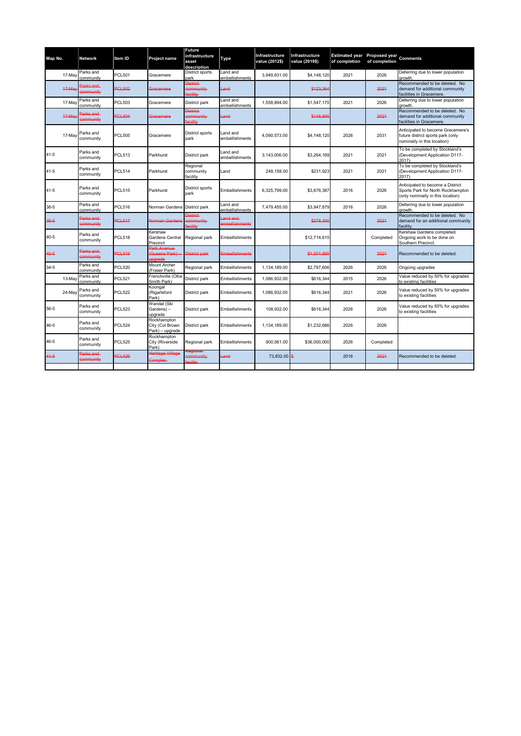| Map No. | Network | Item ID | Project name | Future infrastructure asset description | Type | Infrastructure value (2012$) | Infrastructure value (2019$) | Estimated year of completion | Proposed year of completion | Comments |
|---|---|---|---|---|---|---|---|---|---|---|
| 17-May | Parks and community | PCL501 | Gracemere | District sports park | Land and embellishments | 3,949,631.00 | $4,148,120 | 2021 | 2026 | Deferring due to lower population growth. |
| ~~17-May~~ | ~~Parks and community~~ | ~~PCL502~~ | ~~Gracemere~~ | ~~District community facility~~ | ~~Land~~ | | ~~$123,364~~ | | ~~2021~~ | Recommended to be deleted. No demand for additional community facilities in Gracemere. |
| 17-May | Parks and community | PCL503 | Gracemere | District park | Land and embellishments | 1,558,894.00 | $1,547,175 | 2021 | 2026 | Deferring due to lower population growth. |
| ~~17-May~~ | ~~Parks and community~~ | ~~PCL504~~ | ~~Gracemere~~ | ~~District community facility~~ | ~~Land~~ | | ~~$148,895~~ | | ~~2021~~ | Recommended to be deleted. No demand for additional community facilities in Gracemere. |
| 17-May | Parks and community | PCL505 | Gracemere | District sports park | Land and embellishments | 4,090,573.00 | $4,148,120 | 2026 | 2031 | Anticipated to become Gracemere's future district sports park (only nominally in this location) |
| 41-5 | Parks and community | PCL513 | Parkhurst | District park | Land and embellishments | 3,143,006.00 | $3,264,169 | 2021 | 2021 | To be completed by Stockland's (Development Application D117-2017) |
| 41-5 | Parks and community | PCL514 | Parkhurst | Regional community facility | Land | 248,158.00 | $231,923 | 2021 | 2021 | To be completed by Stockland's (Development Application D117-2017) |
| 41-5 | Parks and community | PCL515 | Parkhurst | District sports park | Embellishments | 6,325,799.00 | $3,676,387 | 2016 | 2026 | Anticipated to become a District Sports Park for North Rockhampton (only nominally in this location) |
| 38-5 | Parks and community | PCL516 | Norman Gardens | District park | Land and embellishments | 7,479,455.00 | $3,947,879 | 2016 | 2026 | Deferring due to lower population growth. |
| ~~38-5~~ | ~~Parks and community~~ | ~~PCL517~~ | ~~Norman Gardens~~ | ~~District community facility~~ | ~~Land and embellishments~~ | | ~~$278,300~~ | | ~~2021~~ | Recommended to be deleted. No demand for an additional community facility. |
| 40-5 | Parks and community | PCL518 | Kershaw Gardens Central Precinct | Regional park | Embellishments | | $12,714,615 | | Completed | Kershaw Gardens completed. Ongoing work to be done on Southern Precinct. |
| ~~40-5~~ | ~~Parks and community~~ | ~~PCL519~~ | ~~Park Avenue (Queens Park) – upgrade~~ | ~~District park~~ | ~~Embellishments~~ | | ~~$1,501,895~~ | | ~~2021~~ | Recommended to be deleted. |
| 34-5 | Parks and community | PCL520 | Mount Archer (Fraser Park) | Regional park | Embellishments | 1,134,189.00 | $2,797,606 | 2026 | 2026 | Ongoing upgrades |
| 13-May | Parks and community | PCL521 | Frenchville (Ollie Smith Park) | District park | Embellishments | 1,086,932.00 | $616,344 | 2015 | 2026 | Value reduced by 50% for upgrades to existing facilities |
| 24-May | Parks and community | PCL522 | Koongal (Rigarlsford Park) | District park | Embellishments | 1,086,932.00 | $616,344 | 2021 | 2026 | Value reduced by 50% for upgrades to existing facilities |
| 56-5 | Parks and community | PCL523 | Wandal (Ski Gardens) – upgrade | District park | Embellishments | 108,932.00 | $616,344 | 2026 | 2026 | Value reduced by 50% for upgrades to existing facilities |
| 46-5 | Parks and community | PCL524 | Rockhampton City (Col Brown Park) – upgrade | District park | Embellishments | 1,134,189.00 | $1,232,686 | 2026 | 2026 | |
| 46-5 | Parks and community | PCL525 | Rockhampton City (Riverside Park) | Regional park | Embellishments | 900,561.00 | $36,000,000 | 2026 | Completed | |
| ~~41-5~~ | ~~Parks and community~~ | ~~PCL526~~ | ~~Heritage Village Complex~~ | ~~Regional community facility~~ | ~~Land~~ | 73,832.00 | ~~$~~ | 2016 | ~~2021~~ | Recommended to be deleted. |
| | | | | | | | | | | |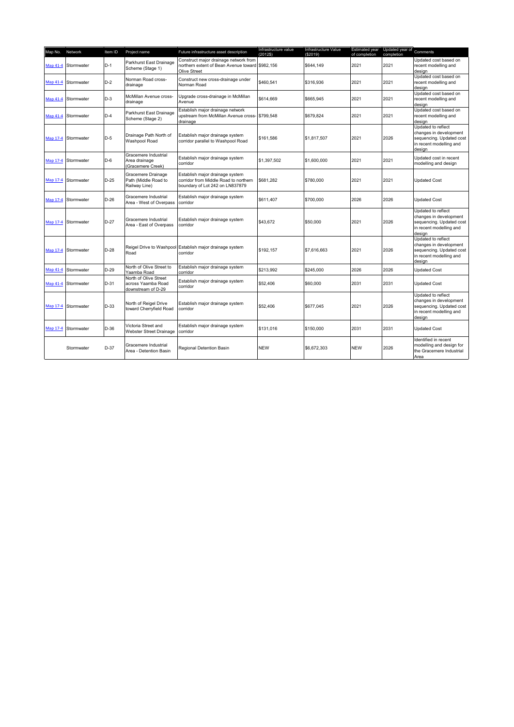| Map No. | Network | Item ID | Project name | Future infrastructure asset description | Infrastructure value (2012$) | Infrastructure Value ($2019) | Estimated year of completion | Updated year of completion | Comments |
|---|---|---|---|---|---|---|---|---|---|
| Map 41-4 | Stormwater | D-1 | Parkhurst East Drainage Scheme (Stage 1) | Construct major drainage network from northern extent of Bean Avenue toward Olive Street | $982,156 | $644,149 | 2021 | 2021 | Updated cost based on recent modelling and design |
| Map 41-4 | Stormwater | D-2 | Norman Road cross-drainage | Construct new cross-drainage under Norman Road | $460,541 | $316,936 | 2021 | 2021 | Updated cost based on recent modelling and design |
| Map 41-4 | Stormwater | D-3 | McMillan Avenue cross-drainage | Upgrade cross-drainage in McMillan Avenue | $614,669 | $665,945 | 2021 | 2021 | Updated cost based on recent modelling and design |
| Map 41-4 | Stormwater | D-4 | Parkhurst East Drainage Scheme (Stage 2) | Establish major drainage network upstream from McMillan Avenue cross-drainage | $799,548 | $679,824 | 2021 | 2021 | Updated cost based on recent modelling and design |
| Map 17-4 | Stormwater | D-5 | Drainage Path North of Washpool Road | Establish major drainage system corridor parallel to Washpool Road | $161,586 | $1,817,507 | 2021 | 2026 | Updated to reflect changes in development sequencing. Updated cost in recent modelling and design |
| Map 17-4 | Stormwater | D-6 | Gracemere Industrial Area drainage (Gracemere Creek) | Establish major drainage system corridor | $1,397,502 | $1,600,000 | 2021 | 2021 | Updated cost in recent modelling and design |
| Map 17-4 | Stormwater | D-25 | Gracemere Drainage Path (Middle Road to Railway Line) | Establish major drainage system corridor from Middle Road to northern boundary of Lot 242 on LN837879 | $681,282 | $780,000 | 2021 | 2021 | Updated Cost |
| Map 17-4 | Stormwater | D-26 | Gracemere Industrial Area - West of Overpass | Establish major drainage system corridor | $611,407 | $700,000 | 2026 | 2026 | Updated Cost |
| Map 17-4 | Stormwater | D-27 | Gracemere Industrial Area - East of Overpass | Establish major drainage system corridor | $43,672 | $50,000 | 2021 | 2026 | Updated to reflect changes in development sequencing. Updated cost in recent modelling and design |
| Map 17-4 | Stormwater | D-28 | Reigel Drive to Washpool Road | Establish major drainage system corridor | $192,157 | $7,616,663 | 2021 | 2026 | Updated to reflect changes in development sequencing. Updated cost in recent modelling and design |
| Map 41-4 | Stormwater | D-29 | North of Olive Street to Yaamba Road | Establish major drainage system corridor | $213,992 | $245,000 | 2026 | 2026 | Updated Cost |
| Map 41-4 | Stormwater | D-31 | North of Olive Street across Yaamba Road downstream of D-29 | Establish major drainage system corridor | $52,406 | $60,000 | 2031 | 2031 | Updated Cost |
| Map 17-4 | Stormwater | D-33 | North of Reigel Drive toward Cherryfield Road | Establish major drainage system corridor | $52,406 | $677,045 | 2021 | 2026 | Updated to reflect changes in development sequencing. Updated cost in recent modelling and design |
| Map 17-4 | Stormwater | D-36 | Victoria Street and Webster Street Drainage | Establish major drainage system corridor | $131,016 | $150,000 | 2031 | 2031 | Updated Cost |
| | Stormwater | D-37 | Gracemere Industrial Area - Detention Basin | Regional Detention Basin | NEW | $6,672,303 | NEW | 2026 | Identified in recent modelling and design for the Gracemere Industrial Area |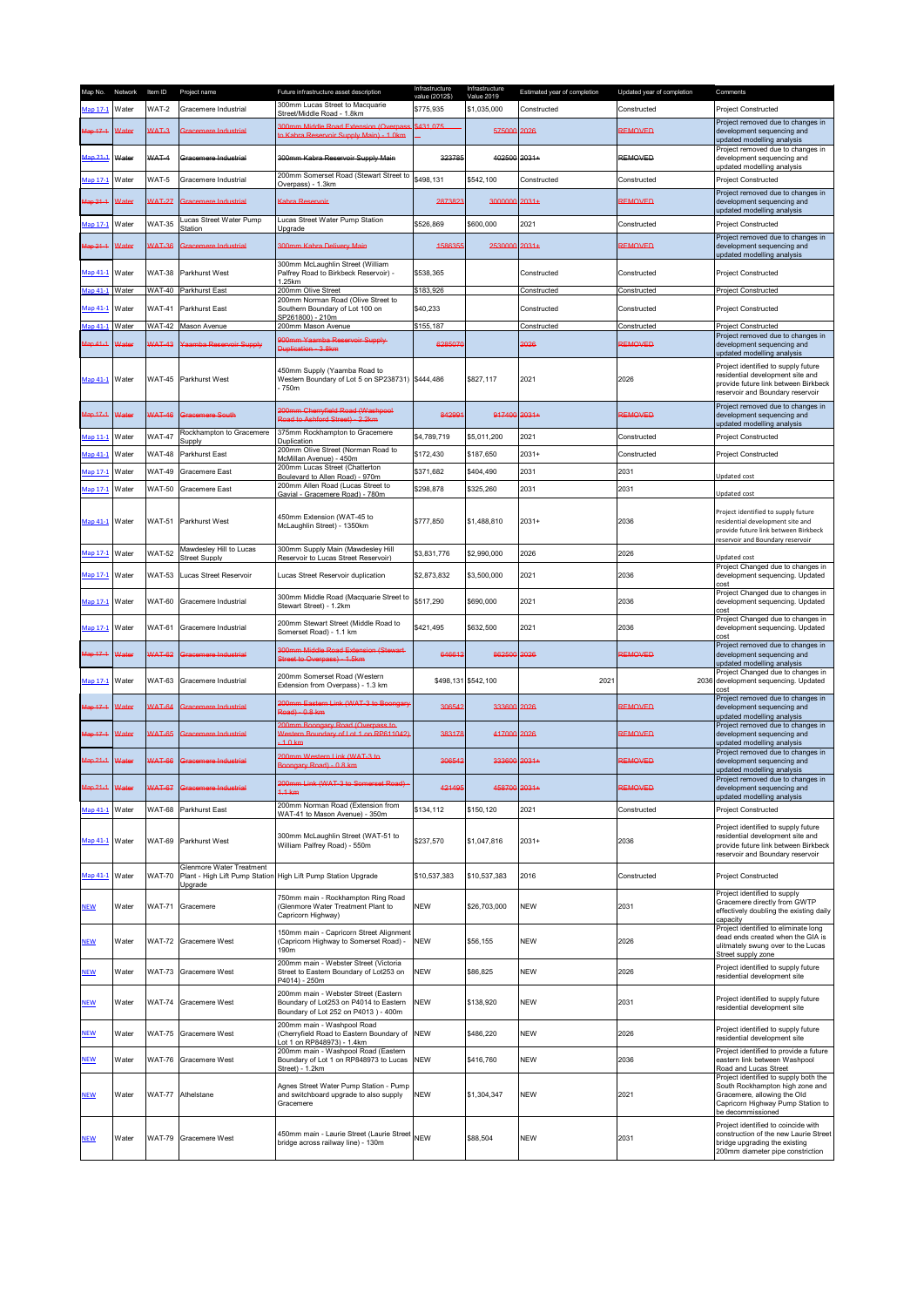| Map No. | Network | Item ID | Project name | Future infrastructure asset description | Infrastructure value (2012$) | Infrastructure Value 2019 | Estimated year of completion | Updated year of completion | Comments |
|---|---|---|---|---|---|---|---|---|---|
| Map 17-1 | Water | WAT-2 | Gracemere Industrial | 300mm Lucas Street to Macquarie Street/Middle Road - 1.8km | $775,935 | $1,035,000 | Constructed | Constructed | Project Constructed |
| ~~Map 17-1~~ | ~~Water~~ | ~~WAT-3~~ | ~~Gracemere Industrial~~ | ~~300mm Middle Road Extension (Overpass to Kabra Reservoir Supply Main) - 1.0km~~ | ~~$431,075~~ | ~~575000~~ | ~~2026~~ | REMOVED | Project removed due to changes in development sequencing and updated modelling analysis |
| ~~Map 21-1~~ | ~~Water~~ | ~~WAT-4~~ | ~~Gracemere Industrial~~ | ~~300mm Kabra Reservoir Supply Main~~ | ~~323785~~ | ~~402500~~ | ~~2031+~~ | REMOVED | Project removed due to changes in development sequencing and updated modelling analysis |
| Map 17-1 | Water | WAT-5 | Gracemere Industrial | 200mm Somerset Road (Stewart Street to Overpass) - 1.3km | $498,131 | $542,100 | Constructed | Constructed | Project Constructed |
| ~~Map 21-1~~ | ~~Water~~ | ~~WAT-27~~ | ~~Gracemere Industrial~~ | ~~Kabra Reservoir~~ | ~~2873823~~ | ~~3000000~~ | ~~2031+~~ | REMOVED | Project removed due to changes in development sequencing and updated modelling analysis |
| Map 17-1 | Water | WAT-35 | Lucas Street Water Pump Station | Lucas Street Water Pump Station Upgrade | $526,869 | $600,000 | 2021 | Constructed | Project Constructed |
| ~~Map 21-1~~ | ~~Water~~ | ~~WAT-36~~ | ~~Gracemere Industrial~~ | ~~300mm Kabra Delivery Main~~ | ~~1586355~~ | ~~2530000~~ | ~~2031+~~ | REMOVED | Project removed due to changes in development sequencing and updated modelling analysis |
| Map 41-1 | Water | WAT-38 | Parkhurst West | 300mm McLaughlin Street (William Palfrey Road to Birkbeck Reservoir) - 1.25km | $538,365 | | Constructed | Constructed | Project Constructed |
| Map 41-1 | Water | WAT-40 | Parkhurst East | 200mm Olive Street | $183,926 | | Constructed | Constructed | Project Constructed |
| Map 41-1 | Water | WAT-41 | Parkhurst East | 200mm Norman Road (Olive Street to Southern Boundary of Lot 100 on SP261800) - 210m | $40,233 | | Constructed | Constructed | Project Constructed |
| Map 41-1 | Water | WAT-42 | Mason Avenue | 200mm Mason Avenue | $155,187 | | Constructed | Constructed | Project Constructed |
| ~~Map 41-1~~ | ~~Water~~ | ~~WAT-43~~ | ~~Yaamba Reservoir Supply~~ | ~~900mm Yaamba Reservoir Supply Duplication - 3.8km~~ | ~~6285070~~ | | ~~2026~~ | REMOVED | Project removed due to changes in development sequencing and updated modelling analysis |
| Map 41-1 | Water | WAT-45 | Parkhurst West | 450mm Supply (Yaamba Road to Western Boundary of Lot 5 on SP238731) - 750m | $444,486 | $827,117 | 2021 | 2026 | Project identified to supply future residential development site and provide future link between Birkbeck reservoir and Boundary reservoir |
| ~~Map 17-1~~ | ~~Water~~ | ~~WAT-46~~ | ~~Gracemere South~~ | ~~200mm Cherryfield Road (Washpool Road to Ashford Street) - 2.2km~~ | ~~842891~~ | ~~917400~~ | ~~2031+~~ | REMOVED | Project removed due to changes in development sequencing and updated modelling analysis |
| Map 11-1 | Water | WAT-47 | Rockhampton to Gracemere Supply | 375mm Rockhampton to Gracemere Duplication | $4,789,719 | $5,011,200 | 2021 | Constructed | Project Constructed |
| Map 41-1 | Water | WAT-48 | Parkhurst East | 200mm Olive Street (Norman Road to McMillan Avenue) - 450m | $172,430 | $187,650 | 2031+ | Constructed | Project Constructed |
| Map 17-1 | Water | WAT-49 | Gracemere East | 200mm Lucas Street (Chatterton Boulevard to Allen Road) - 970m | $371,682 | $404,490 | 2031 | 2031 | Updated cost |
| Map 17-1 | Water | WAT-50 | Gracemere East | 200mm Allen Road (Lucas Street to Gavial - Gracemere Road) - 780m | $298,878 | $325,260 | 2031 | 2031 | Updated cost |
| Map 41-1 | Water | WAT-51 | Parkhurst West | 450mm Extension (WAT-45 to McLaughlin Street) - 1350km | $777,850 | $1,488,810 | 2031+ | 2036 | Project identified to supply future residential development site and provide future link between Birkbeck reservoir and Boundary reservoir |
| Map 17-1 | Water | WAT-52 | Mawdesley Hill to Lucas Street Supply | 300mm Supply Main (Mawdesley Hill Reservoir to Lucas Street Reservoir) | $3,831,776 | $2,990,000 | 2026 | 2026 | Updated cost |
| Map 17-1 | Water | WAT-53 | Lucas Street Reservoir | Lucas Street Reservoir duplication | $2,873,832 | $3,500,000 | 2021 | 2036 | Project Changed due to changes in development sequencing. Updated cost |
| Map 17-1 | Water | WAT-60 | Gracemere Industrial | 300mm Middle Road (Macquarie Street to Stewart Street) - 1.2km | $517,290 | $690,000 | 2021 | 2036 | Project Changed due to changes in development sequencing. Updated cost |
| Map 17-1 | Water | WAT-61 | Gracemere Industrial | 200mm Stewart Street (Middle Road to Somerset Road) - 1.1 km | $421,495 | $632,500 | 2021 | 2036 | Project Changed due to changes in development sequencing. Updated cost |
| ~~Map 17-1~~ | ~~Water~~ | ~~WAT-62~~ | ~~Gracemere Industrial~~ | ~~300mm Middle Road Extension (Stewart Street to Overpass) - 1.5km~~ | ~~646612~~ | ~~862500~~ | ~~2026~~ | REMOVED | Project removed due to changes in development sequencing and updated modelling analysis |
| Map 17-1 | Water | WAT-63 | Gracemere Industrial | 200mm Somerset Road (Western Extension from Overpass) - 1.3 km | $498,131 | $542,100 | 2021 | 2036 | Project Changed due to changes in development sequencing. Updated cost |
| ~~Map 17-1~~ | ~~Water~~ | ~~WAT-64~~ | ~~Gracemere Industrial~~ | ~~200mm Eastern Link (WAT-3 to Boongary Road) - 0.8 km~~ | ~~306542~~ | ~~333600~~ | ~~2026~~ | REMOVED | Project removed due to changes in development sequencing and updated modelling analysis |
| ~~Map 17-1~~ | ~~Water~~ | ~~WAT-65~~ | ~~Gracemere Industrial~~ | ~~200mm Boongary Road (Overpass to Western Boundary of Lot 1 on RP611042) - 1.0 km~~ | ~~383178~~ | ~~417000~~ | ~~2026~~ | REMOVED | Project removed due to changes in development sequencing and updated modelling analysis |
| ~~Map 21-1~~ | ~~Water~~ | ~~WAT-66~~ | ~~Gracemere Industrial~~ | ~~200mm Western Link (WAT-3 to Boongary Road) - 0.8 km~~ | ~~306542~~ | ~~333600~~ | ~~2031+~~ | REMOVED | Project removed due to changes in development sequencing and updated modelling analysis |
| ~~Map 21-1~~ | ~~Water~~ | ~~WAT-67~~ | ~~Gracemere Industrial~~ | ~~200mm Link (WAT-3 to Somerset Road) - 1.1 km~~ | ~~421495~~ | ~~458700~~ | ~~2031+~~ | REMOVED | Project removed due to changes in development sequencing and updated modelling analysis |
| Map 41-1 | Water | WAT-68 | Parkhurst East | 200mm Norman Road (Extension from WAT-41 to Mason Avenue) - 350m | $134,112 | $150,120 | 2021 | Constructed | Project Constructed |
| Map 41-1 | Water | WAT-69 | Parkhurst West | 300mm McLaughlin Street (WAT-51 to William Palfrey Road) - 550m | $237,570 | $1,047,816 | 2031+ | 2036 | Project identified to supply future residential development site and provide future link between Birkbeck reservoir and Boundary reservoir |
| Map 41-1 | Water | WAT-70 | Glenmore Water Treatment Plant - High Lift Pump Station Upgrade | High Lift Pump Station Upgrade | $10,537,383 | $10,537,383 | 2016 | Constructed | Project Constructed |
| NEW | Water | WAT-71 | Gracemere | 750mm main - Rockhampton Ring Road (Glenmore Water Treatment Plant to Capricorn Highway) | NEW | $26,703,000 | NEW | 2031 | Project identified to supply Gracemere directly from GWTP effectively doubling the existing daily capacity |
| NEW | Water | WAT-72 | Gracemere West | 150mm main - Capricorn Street Alignment (Capricorn Highway to Somerset Road) - 190m | NEW | $56,155 | NEW | 2026 | Project identified to eliminate long dead ends created when the GIA is ulitmately swung over to the Lucas Street supply zone |
| NEW | Water | WAT-73 | Gracemere West | 200mm main - Webster Street (Victoria Street to Eastern Boundary of Lot253 on P4014) - 250m | NEW | $86,825 | NEW | 2026 | Project identified to supply future residential development site |
| NEW | Water | WAT-74 | Gracemere West | 200mm main - Webster Street (Eastern Boundary of Lot253 on P4014 to Eastern Boundary of Lot 252 on P4013 ) - 400m | NEW | $138,920 | NEW | 2031 | Project identified to supply future residential development site |
| NEW | Water | WAT-75 | Gracemere West | 200mm main - Washpool Road (Cherryfield Road to Eastern Boundary of Lot 1 on RP848973) - 1.4km | NEW | $486,220 | NEW | 2026 | Project identified to supply future residential development site |
| NEW | Water | WAT-76 | Gracemere West | 200mm main - Washpool Road (Eastern Boundary of Lot 1 on RP848973 to Lucas Street) - 1.2km | NEW | $416,760 | NEW | 2036 | Project identified to provide a future eastern link between Washpool Road and Lucas Street |
| NEW | Water | WAT-77 | Athelstane | Agnes Street Water Pump Station - Pump and switchboard upgrade to also supply Gracemere | NEW | $1,304,347 | NEW | 2021 | Project identified to supply both the South Rockhampton high zone and Gracemere, allowing the Old Capricorn Highway Pump Station to be decommissioned |
| NEW | Water | WAT-79 | Gracemere West | 450mm main - Laurie Street (Laurie Street bridge across railway line) - 130m | NEW | $88,504 | NEW | 2031 | Project identified to coincide with construction of the new Laurie Street bridge upgrading the existing 200mm diameter pipe constriction |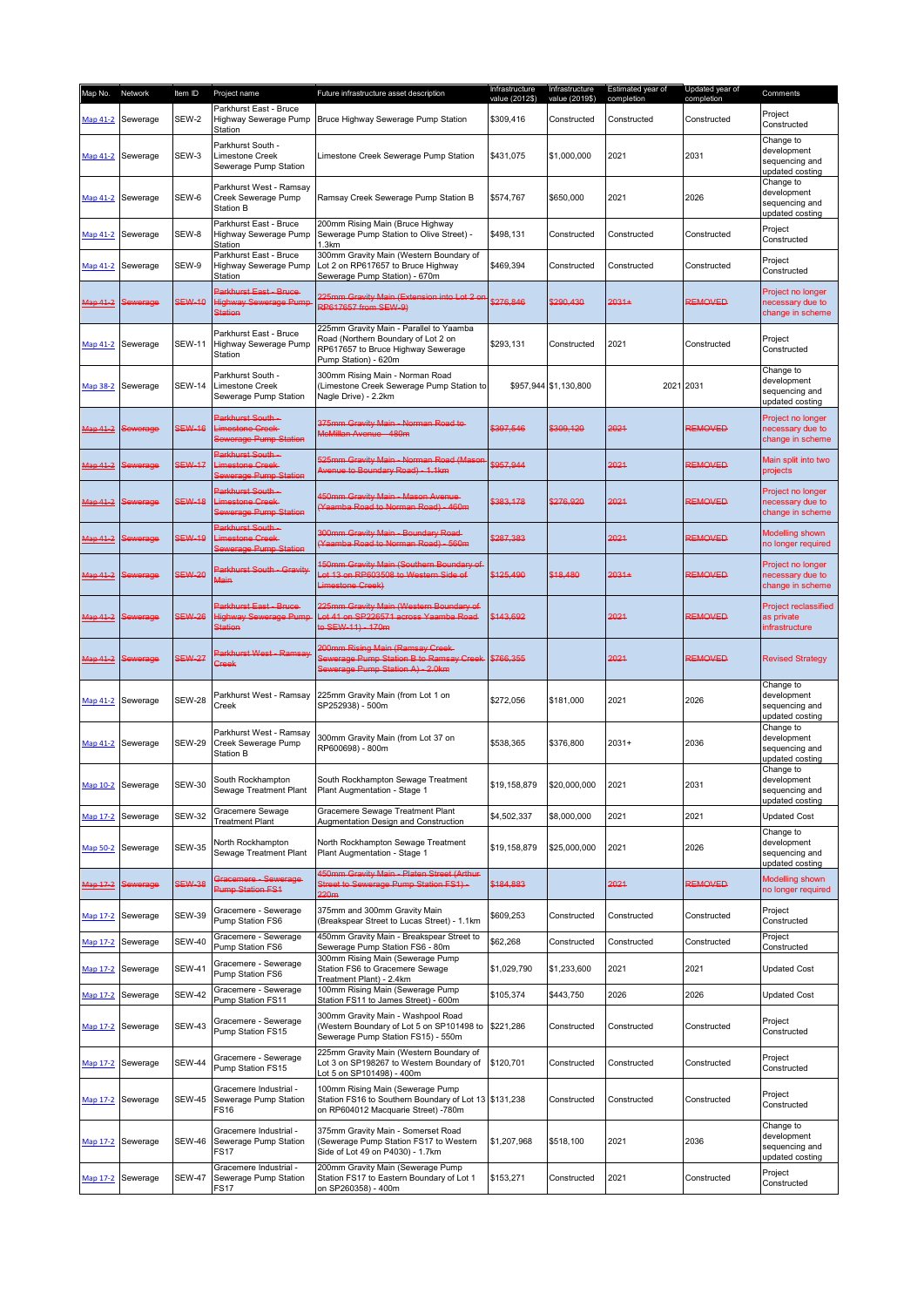| Map No. | Network | Item ID | Project name | Future infrastructure asset description | Infrastructure value (2012$) | Infrastructure value (2019$) | Estimated year of completion | Updated year of completion | Comments |
|---|---|---|---|---|---|---|---|---|---|
| Map 41-2 | Sewerage | SEW-2 | Parkhurst East - Bruce Highway Sewerage Pump Station | Bruce Highway Sewerage Pump Station | $309,416 | Constructed | Constructed | Constructed | Project Constructed |
| Map 41-2 | Sewerage | SEW-3 | Parkhurst South - Limestone Creek Sewerage Pump Station | Limestone Creek Sewerage Pump Station | $431,075 | $1,000,000 | 2021 | 2031 | Change to development sequencing and updated costing |
| Map 41-2 | Sewerage | SEW-6 | Parkhurst West - Ramsay Creek Sewerage Pump Station B | Ramsay Creek Sewerage Pump Station B | $574,767 | $650,000 | 2021 | 2026 | Change to development sequencing and updated costing |
| Map 41-2 | Sewerage | SEW-8 | Parkhurst East - Bruce Highway Sewerage Pump Station | 200mm Rising Main (Bruce Highway Sewerage Pump Station to Olive Street) - 1.3km | $498,131 | Constructed | Constructed | Constructed | Project Constructed |
| Map 41-2 | Sewerage | SEW-9 | Parkhurst East - Bruce Highway Sewerage Pump Station | 300mm Gravity Main (Western Boundary of Lot 2 on RP617657 to Bruce Highway Sewerage Pump Station) - 670m | $469,394 | Constructed | Constructed | Constructed | Project Constructed |
| ~~Map 41-2~~ | ~~Sewerage~~ | ~~SEW-10~~ | ~~Parkhurst East - Bruce Highway Sewerage Pump Station~~ | ~~225mm Gravity Main (Extension into Lot 2 on RP617657 from SEW-9)~~ | ~~$276,846~~ | ~~$290,430~~ | ~~2031+~~ | ~~REMOVED~~ | Project no longer necessary due to change in scheme |
| Map 41-2 | Sewerage | SEW-11 | Parkhurst East - Bruce Highway Sewerage Pump Station | 225mm Gravity Main - Parallel to Yaamba Road (Northern Boundary of Lot 2 on RP617657 to Bruce Highway Sewerage Pump Station) - 620m | $293,131 | Constructed | 2021 | Constructed | Project Constructed |
| Map 38-2 | Sewerage | SEW-14 | Parkhurst South - Limestone Creek Sewerage Pump Station | 300mm Rising Main - Norman Road (Limestone Creek Sewerage Pump Station to Nagle Drive) - 2.2km | $957,944 | $1,130,800 | 2021 | 2031 | Change to development sequencing and updated costing |
| ~~Map 41-2~~ | ~~Sewerage~~ | ~~SEW-16~~ | ~~Parkhurst South - Limestone Creek Sewerage Pump Station~~ | ~~375mm Gravity Main - Norman Road to McMillan Avenue - 480m~~ | ~~$307,546~~ | ~~$309,120~~ | ~~2021~~ | ~~REMOVED~~ | Project no longer necessary due to change in scheme |
| ~~Map 41-2~~ | ~~Sewerage~~ | ~~SEW-17~~ | ~~Parkhurst South - Limestone Creek Sewerage Pump Station~~ | ~~525mm Gravity Main - Norman Road (Mason Avenue to Boundary Road) - 1.1km~~ | ~~$957,944~~ | | ~~2021~~ | ~~REMOVED~~ | Main split into two projects |
| ~~Map 41-2~~ | ~~Sewerage~~ | ~~SEW-18~~ | ~~Parkhurst South - Limestone Creek Sewerage Pump Station~~ | ~~450mm Gravity Main - Mason Avenue (Yaamba Road to Norman Road) - 460m~~ | ~~$383,178~~ | ~~$276,920~~ | ~~2021~~ | ~~REMOVED~~ | Project no longer necessary due to change in scheme |
| ~~Map 41-2~~ | ~~Sewerage~~ | ~~SEW-19~~ | ~~Parkhurst South - Limestone Creek Sewerage Pump Station~~ | ~~300mm Gravity Main - Boundary Road (Yaamba Road to Norman Road) - 560m~~ | ~~$287,383~~ | | ~~2021~~ | ~~REMOVED~~ | Modelling shown no longer required |
| ~~Map 41-2~~ | ~~Sewerage~~ | ~~SEW-20~~ | ~~Parkhurst South - Gravity Main~~ | ~~150mm Gravity Main (Southern Boundary of Lot 13 on RP603508 to Western Side of Limestone Creek)~~ | ~~$125,490~~ | ~~$18,480~~ | ~~2031+~~ | ~~REMOVED~~ | Project no longer necessary due to change in scheme |
| ~~Map 41-2~~ | ~~Sewerage~~ | ~~SEW-26~~ | ~~Parkhurst East - Bruce Highway Sewerage Pump Station~~ | ~~225mm Gravity Main (Western Boundary of Lot 41 on SP226571 across Yaamba Road to SEW-11) - 170m~~ | ~~$143,692~~ | | ~~2021~~ | ~~REMOVED~~ | Project reclassified as private infrastructure |
| ~~Map 41-2~~ | ~~Sewerage~~ | ~~SEW-27~~ | ~~Parkhurst West - Ramsay Creek~~ | ~~200mm Rising Main (Ramsay Creek Sewerage Pump Station B to Ramsay Creek Sewerage Pump Station A) - 2.0km~~ | ~~$766,355~~ | | ~~2021~~ | ~~REMOVED~~ | Revised Strategy |
| Map 41-2 | Sewerage | SEW-28 | Parkhurst West - Ramsay Creek | 225mm Gravity Main (from Lot 1 on SP252938) - 500m | $272,056 | $181,000 | 2021 | 2026 | Change to development sequencing and updated costing |
| Map 41-2 | Sewerage | SEW-29 | Parkhurst West - Ramsay Creek Sewerage Pump Station B | 300mm Gravity Main (from Lot 37 on RP600698) - 800m | $538,365 | $376,800 | 2031+ | 2036 | Change to development sequencing and updated costing |
| Map 10-2 | Sewerage | SEW-30 | South Rockhampton Sewage Treatment Plant | South Rockhampton Sewage Treatment Plant Augmentation - Stage 1 | $19,158,879 | $20,000,000 | 2021 | 2031 | Change to development sequencing and updated costing |
| Map 17-2 | Sewerage | SEW-32 | Gracemere Sewage Treatment Plant | Gracemere Sewage Treatment Plant Augmentation Design and Construction | $4,502,337 | $8,000,000 | 2021 | 2021 | Updated Cost |
| Map 50-2 | Sewerage | SEW-35 | North Rockhampton Sewage Treatment Plant | North Rockhampton Sewage Treatment Plant Augmentation - Stage 1 | $19,158,879 | $25,000,000 | 2021 | 2026 | Change to development sequencing and updated costing |
| ~~Map 17-2~~ | ~~Sewerage~~ | ~~SEW-38~~ | ~~Gracemere - Sewerage Pump Station FS1~~ | ~~450mm Gravity Main - Platen Street (Arthur Street to Sewerage Pump Station FS1) - 220m~~ | ~~$184,883~~ | | ~~2021~~ | ~~REMOVED~~ | Modelling shown no longer required |
| Map 17-2 | Sewerage | SEW-39 | Gracemere - Sewerage Pump Station FS6 | 375mm and 300mm Gravity Main (Breakspear Street to Lucas Street) - 1.1km | $609,253 | Constructed | Constructed | Constructed | Project Constructed |
| Map 17-2 | Sewerage | SEW-40 | Gracemere - Sewerage Pump Station FS6 | 450mm Gravity Main - Breakspear Street to Sewerage Pump Station FS6 - 80m | $62,268 | Constructed | Constructed | Constructed | Project Constructed |
| Map 17-2 | Sewerage | SEW-41 | Gracemere - Sewerage Pump Station FS6 | 300mm Rising Main (Sewerage Pump Station FS6 to Gracemere Sewage Treatment Plant) - 2.4km | $1,029,790 | $1,233,600 | 2021 | 2021 | Updated Cost |
| Map 17-2 | Sewerage | SEW-42 | Gracemere - Sewerage Pump Station FS11 | 100mm Rising Main (Sewerage Pump Station FS11 to James Street) - 600m | $105,374 | $443,750 | 2026 | 2026 | Updated Cost |
| Map 17-2 | Sewerage | SEW-43 | Gracemere - Sewerage Pump Station FS15 | 300mm Gravity Main - Washpool Road (Western Boundary of Lot 5 on SP101498 to Sewerage Pump Station FS15) - 550m | $221,286 | Constructed | Constructed | Constructed | Project Constructed |
| Map 17-2 | Sewerage | SEW-44 | Gracemere - Sewerage Pump Station FS15 | 225mm Gravity Main (Western Boundary of Lot 3 on SP198267 to Western Boundary of Lot 5 on SP101498) - 400m | $120,701 | Constructed | Constructed | Constructed | Project Constructed |
| Map 17-2 | Sewerage | SEW-45 | Gracemere Industrial - Sewerage Pump Station FS16 | 100mm Rising Main (Sewerage Pump Station FS16 to Southern Boundary of Lot 13 on RP604012 Macquarie Street) -780m | $131,238 | Constructed | Constructed | Constructed | Project Constructed |
| Map 17-2 | Sewerage | SEW-46 | Gracemere Industrial - Sewerage Pump Station FS17 | 375mm Gravity Main - Somerset Road (Sewerage Pump Station FS17 to Western Side of Lot 49 on P4030) - 1.7km | $1,207,968 | $518,100 | 2021 | 2036 | Change to development sequencing and updated costing |
| Map 17-2 | Sewerage | SEW-47 | Gracemere Industrial - Sewerage Pump Station FS17 | 200mm Gravity Main (Sewerage Pump Station FS17 to Eastern Boundary of Lot 1 on SP260358) - 400m | $153,271 | Constructed | 2021 | Constructed | Project Constructed |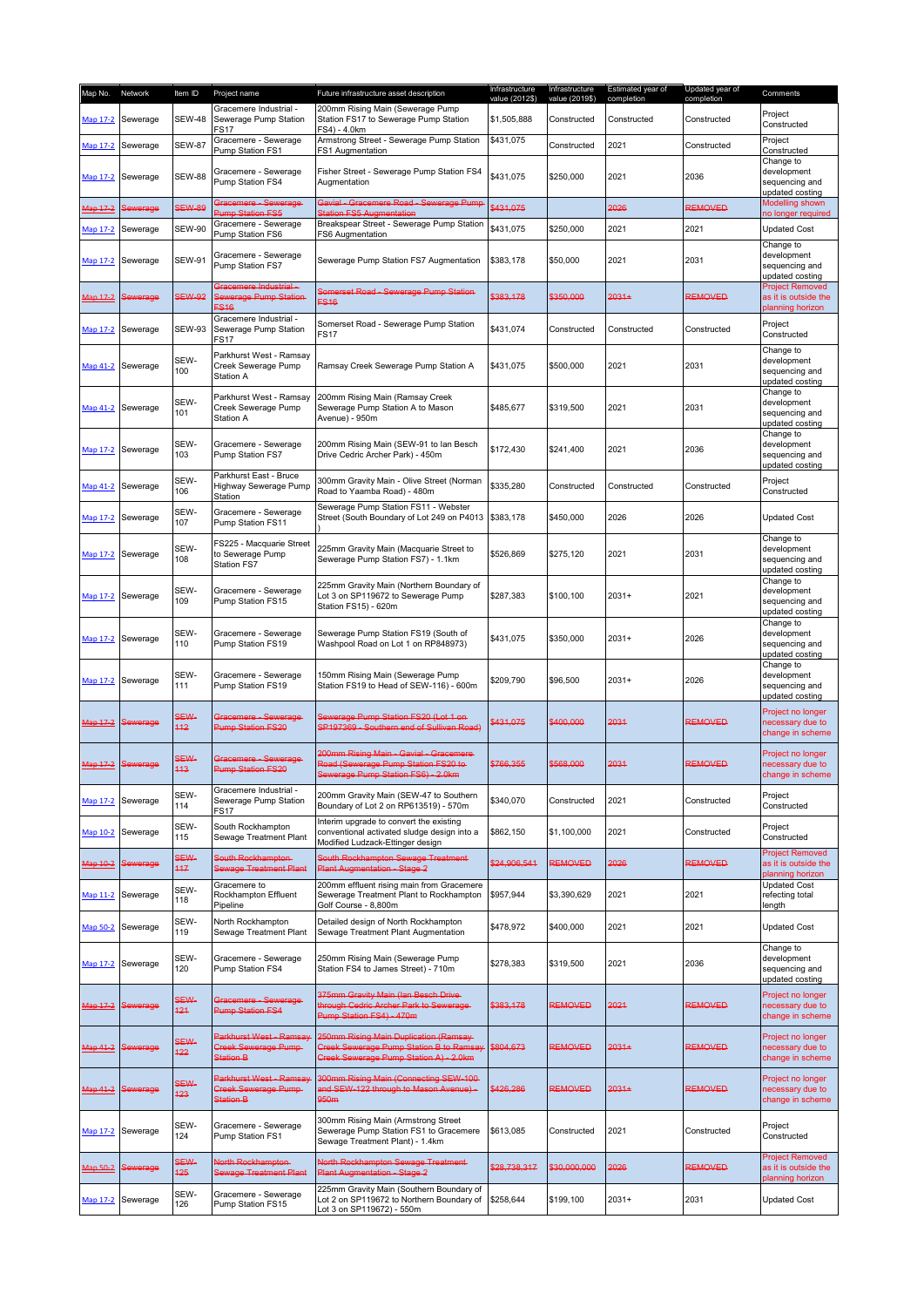| Map No. | Network | Item ID | Project name | Future infrastructure asset description | Infrastructure value (2012$) | Infrastructure value (2019$) | Estimated year of completion | Updated year of completion | Comments |
|---|---|---|---|---|---|---|---|---|---|
| Map 17-2 | Sewerage | SEW-48 | Gracemere Industrial - Sewerage Pump Station FS17 | 200mm Rising Main (Sewerage Pump Station FS17 to Sewerage Pump Station FS4) - 4.0km | $1,505,888 | Constructed | Constructed | Constructed | Project Constructed |
| Map 17-2 | Sewerage | SEW-87 | Gracemere - Sewerage Pump Station FS1 | Armstrong Street - Sewerage Pump Station FS1 Augmentation | $431,075 | Constructed | 2021 | Constructed | Project Constructed |
| Map 17-2 | Sewerage | SEW-88 | Gracemere - Sewerage Pump Station FS4 | Fisher Street - Sewerage Pump Station FS4 Augmentation | $431,075 | $250,000 | 2021 | 2036 | Change to development sequencing and updated costing |
| ~~Map 17-2~~ | ~~Sewerage~~ | ~~SEW-89~~ | ~~Gracemere - Sewerage Pump Station FS5~~ | ~~Gavial - Gracemere Road - Sewerage Pump Station FS5 Augmentation~~ | ~~$431,075~~ | | ~~2026~~ | ~~REMOVED~~ | Modelling shown no longer required |
| Map 17-2 | Sewerage | SEW-90 | Gracemere - Sewerage Pump Station FS6 | Breakspear Street - Sewerage Pump Station FS6 Augmentation | $431,075 | $250,000 | 2021 | 2021 | Updated Cost |
| Map 17-2 | Sewerage | SEW-91 | Gracemere - Sewerage Pump Station FS7 | Sewerage Pump Station FS7 Augmentation | $383,178 | $50,000 | 2021 | 2031 | Change to development sequencing and updated costing |
| ~~Map 17-2~~ | ~~Sewerage~~ | ~~SEW-92~~ | ~~Gracemere Industrial - Sewerage Pump Station FS16~~ | ~~Somerset Road - Sewerage Pump Station FS16~~ | ~~$383,178~~ | ~~$350,000~~ | ~~2031+~~ | ~~REMOVED~~ | Project Removed as it is outside the planning horizon |
| Map 17-2 | Sewerage | SEW-93 | Gracemere Industrial - Sewerage Pump Station FS17 | Somerset Road - Sewerage Pump Station FS17 | $431,074 | Constructed | Constructed | Constructed | Project Constructed |
| Map 41-2 | Sewerage | SEW-100 | Parkhurst West - Ramsay Creek Sewerage Pump Station A | Ramsay Creek Sewerage Pump Station A | $431,075 | $500,000 | 2021 | 2031 | Change to development sequencing and updated costing |
| Map 41-2 | Sewerage | SEW-101 | Parkhurst West - Ramsay Creek Sewerage Pump Station A | 200mm Rising Main (Ramsay Creek Sewerage Pump Station A to Mason Avenue) - 950m | $485,677 | $319,500 | 2021 | 2031 | Change to development sequencing and updated costing |
| Map 17-2 | Sewerage | SEW-103 | Gracemere - Sewerage Pump Station FS7 | 200mm Rising Main (SEW-91 to Ian Besch Drive Cedric Archer Park) - 450m | $172,430 | $241,400 | 2021 | 2036 | Change to development sequencing and updated costing |
| Map 41-2 | Sewerage | SEW-106 | Parkhurst East - Bruce Highway Sewerage Pump Station | 300mm Gravity Main - Olive Street (Norman Road to Yaamba Road) - 480m | $335,280 | Constructed | Constructed | Constructed | Project Constructed |
| Map 17-2 | Sewerage | SEW-107 | Gracemere - Sewerage Pump Station FS11 | Sewerage Pump Station FS11 - Webster Street (South Boundary of Lot 249 on P4013 ) | $383,178 | $450,000 | 2026 | 2026 | Updated Cost |
| Map 17-2 | Sewerage | SEW-108 | FS225 - Macquarie Street to Sewerage Pump Station FS7 | 225mm Gravity Main (Macquarie Street to Sewerage Pump Station FS7) - 1.1km | $526,869 | $275,120 | 2021 | 2031 | Change to development sequencing and updated costing |
| Map 17-2 | Sewerage | SEW-109 | Gracemere - Sewerage Pump Station FS15 | 225mm Gravity Main (Northern Boundary of Lot 3 on SP119672 to Sewerage Pump Station FS15) - 620m | $287,383 | $100,100 | 2031+ | 2021 | Change to development sequencing and updated costing |
| Map 17-2 | Sewerage | SEW-110 | Gracemere - Sewerage Pump Station FS19 | Sewerage Pump Station FS19 (South of Washpool Road on Lot 1 on RP848973) | $431,075 | $350,000 | 2031+ | 2026 | Change to development sequencing and updated costing |
| Map 17-2 | Sewerage | SEW-111 | Gracemere - Sewerage Pump Station FS19 | 150mm Rising Main (Sewerage Pump Station FS19 to Head of SEW-116) - 600m | $209,790 | $96,500 | 2031+ | 2026 | Change to development sequencing and updated costing |
| ~~Map 17-2~~ | ~~Sewerage~~ | ~~SEW-112~~ | ~~Gracemere - Sewerage Pump Station FS20~~ | ~~Sewerage Pump Station FS20 (Lot 1 on SP197369 - Southern end of Sullivan Road)~~ | ~~$431,075~~ | ~~$400,000~~ | ~~2031~~ | ~~REMOVED~~ | Project no longer necessary due to change in scheme |
| ~~Map 17-2~~ | ~~Sewerage~~ | ~~SEW-113~~ | ~~Gracemere - Sewerage Pump Station FS20~~ | ~~200mm Rising Main - Gavial - Gracemere Road (Sewerage Pump Station FS20 to Sewerage Pump Station FS6) - 2.0km~~ | ~~$766,355~~ | ~~$568,000~~ | ~~2031~~ | ~~REMOVED~~ | Project no longer necessary due to change in scheme |
| Map 17-2 | Sewerage | SEW-114 | Gracemere Industrial - Sewerage Pump Station FS17 | 200mm Gravity Main (SEW-47 to Southern Boundary of Lot 2 on RP613519) - 570m | $340,070 | Constructed | 2021 | Constructed | Project Constructed |
| Map 10-2 | Sewerage | SEW-115 | South Rockhampton Sewage Treatment Plant | Interim upgrade to convert the existing conventional activated sludge design into a Modified Ludzack-Ettinger design | $862,150 | $1,100,000 | 2021 | Constructed | Project Constructed |
| ~~Map 10-2~~ | ~~Sewerage~~ | ~~SEW-117~~ | ~~South Rockhampton Sewage Treatment Plant~~ | ~~South Rockhampton Sewage Treatment Plant Augmentation - Stage 2~~ | ~~$24,906,541~~ | ~~REMOVED~~ | ~~2026~~ | ~~REMOVED~~ | Project Removed as it is outside the planning horizon |
| Map 11-2 | Sewerage | SEW-118 | Gracemere to Rockhampton Effluent Pipeline | 200mm effluent rising main from Gracemere Sewerage Treatment Plant to Rockhampton Golf Course - 8,800m | $957,944 | $3,390,629 | 2021 | 2021 | Updated Cost refecting total length |
| Map 50-2 | Sewerage | SEW-119 | North Rockhampton Sewage Treatment Plant | Detailed design of North Rockhampton Sewage Treatment Plant Augmentation | $478,972 | $400,000 | 2021 | 2021 | Updated Cost |
| Map 17-2 | Sewerage | SEW-120 | Gracemere - Sewerage Pump Station FS4 | 250mm Rising Main (Sewerage Pump Station FS4 to James Street) - 710m | $278,383 | $319,500 | 2021 | 2036 | Change to development sequencing and updated costing |
| ~~Map 17-2~~ | ~~Sewerage~~ | ~~SEW-121~~ | ~~Gracemere - Sewerage Pump Station FS4~~ | ~~375mm Gravity Main (Ian Besch Drive through Cedric Archer Park to Sewerage Pump Station FS4) - 470m~~ | ~~$383,178~~ | ~~REMOVED~~ | ~~2021~~ | ~~REMOVED~~ | Project no longer necessary due to change in scheme |
| ~~Map 41-2~~ | ~~Sewerage~~ | ~~SEW-122~~ | ~~Parkhurst West - Ramsay Creek Sewerage Pump Station B~~ | ~~250mm Rising Main Duplication (Ramsay Creek Sewerage Pump Station B to Ramsay Creek Sewerage Pump Station A) - 2.0km~~ | ~~$804,673~~ | ~~REMOVED~~ | ~~2031+~~ | ~~REMOVED~~ | Project no longer necessary due to change in scheme |
| ~~Map 41-2~~ | ~~Sewerage~~ | ~~SEW-123~~ | ~~Parkhurst West - Ramsay Creek Sewerage Pump Station B~~ | ~~300mm Rising Main (Connecting SEW-100 and SEW-122 through to Mason Avenue) - 950m~~ | ~~$426,286~~ | ~~REMOVED~~ | ~~2031+~~ | ~~REMOVED~~ | Project no longer necessary due to change in scheme |
| Map 17-2 | Sewerage | SEW-124 | Gracemere - Sewerage Pump Station FS1 | 300mm Rising Main (Armstrong Street Sewerage Pump Station FS1 to Gracemere Sewage Treatment Plant) - 1.4km | $613,085 | Constructed | 2021 | Constructed | Project Constructed |
| ~~Map 50-2~~ | ~~Sewerage~~ | ~~SEW-125~~ | ~~North Rockhampton Sewage Treatment Plant~~ | ~~North Rockhampton Sewage Treatment Plant Augmentation - Stage 2~~ | ~~$28,738,317~~ | ~~$30,000,000~~ | ~~2026~~ | ~~REMOVED~~ | Project Removed as it is outside the planning horizon |
| Map 17-2 | Sewerage | SEW-126 | Gracemere - Sewerage Pump Station FS15 | 225mm Gravity Main (Southern Boundary of Lot 2 on SP119672 to Northern Boundary of Lot 3 on SP119672) - 550m | $258,644 | $199,100 | 2031+ | 2031 | Updated Cost |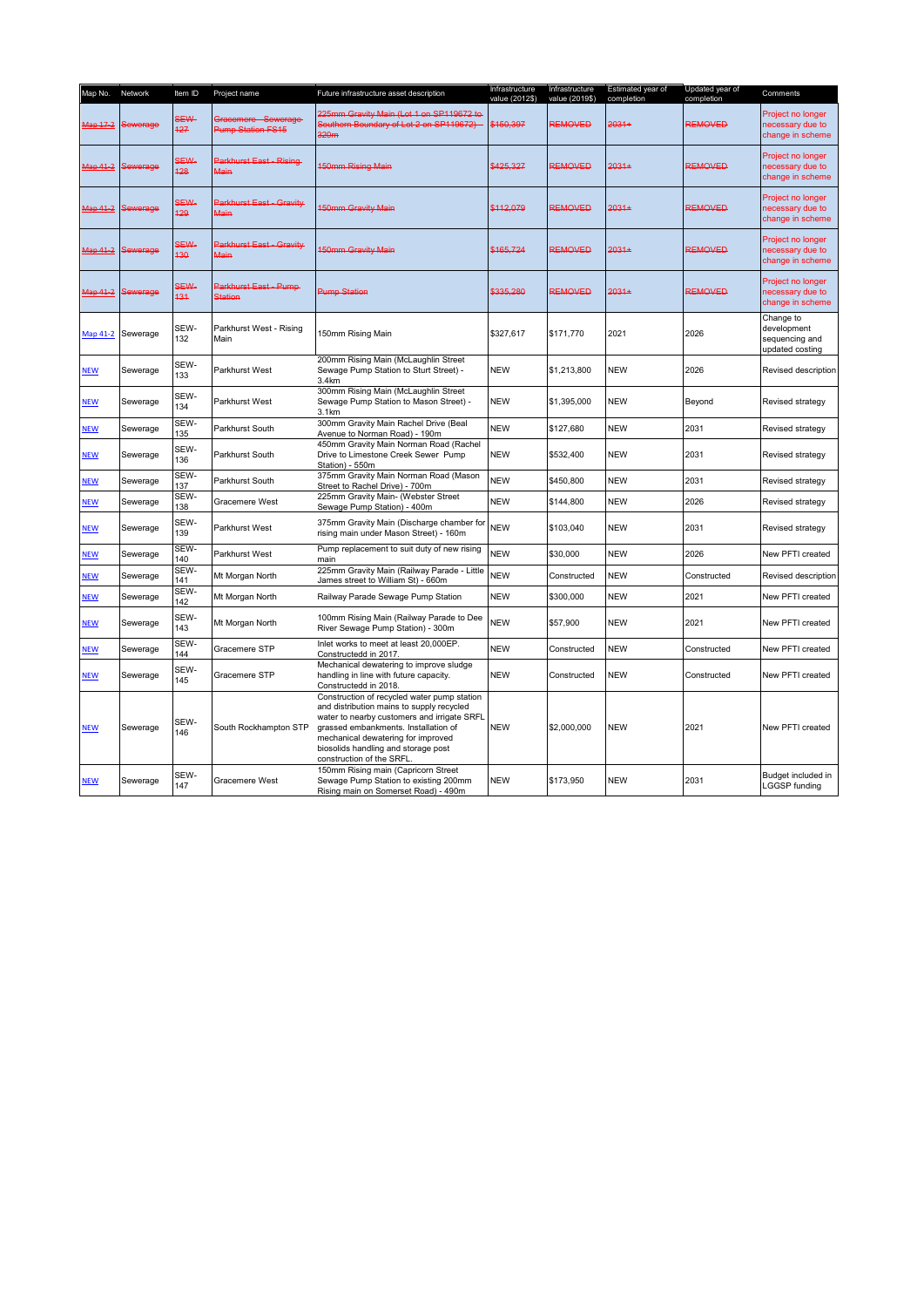| Map No. | Network | Item ID | Project name | Future infrastructure asset description | Infrastructure value (2012$) | Infrastructure value (2019$) | Estimated year of completion | Updated year of completion | Comments |
|---|---|---|---|---|---|---|---|---|---|
| ~~Map 17-2~~ | ~~Sewerage~~ | ~~SEW-127~~ | ~~Gracemere - Sewerage Pump Station FS15~~ | ~~225mm Gravity Main (Lot 1 on SP119672 to Southern Boundary of Lot 2 on SP119672) - 320m~~ | ~~$150,397~~ | ~~REMOVED~~ | ~~2031+~~ | ~~REMOVED~~ | Project no longer necessary due to change in scheme |
| ~~Map 41-2~~ | ~~Sewerage~~ | ~~SEW-128~~ | ~~Parkhurst East - Rising Main~~ | ~~150mm Rising Main~~ | ~~$425,327~~ | ~~REMOVED~~ | ~~2031+~~ | ~~REMOVED~~ | Project no longer necessary due to change in scheme |
| ~~Map 41-2~~ | ~~Sewerage~~ | ~~SEW-129~~ | ~~Parkhurst East - Gravity Main~~ | ~~150mm Gravity Main~~ | ~~$112,079~~ | ~~REMOVED~~ | ~~2031+~~ | ~~REMOVED~~ | Project no longer necessary due to change in scheme |
| ~~Map 41-2~~ | ~~Sewerage~~ | ~~SEW-130~~ | ~~Parkhurst East - Gravity Main~~ | ~~150mm Gravity Main~~ | ~~$165,724~~ | ~~REMOVED~~ | ~~2031+~~ | ~~REMOVED~~ | Project no longer necessary due to change in scheme |
| ~~Map 41-2~~ | ~~Sewerage~~ | ~~SEW-131~~ | ~~Parkhurst East - Pump Station~~ | ~~Pump Station~~ | ~~$335,280~~ | ~~REMOVED~~ | ~~2031+~~ | ~~REMOVED~~ | Project no longer necessary due to change in scheme |
| Map 41-2 | Sewerage | SEW-132 | Parkhurst West - Rising Main | 150mm Rising Main | $327,617 | $171,770 | 2021 | 2026 | Change to development sequencing and updated costing |
| NEW | Sewerage | SEW-133 | Parkhurst West | 200mm Rising Main (McLaughlin Street Sewage Pump Station to Sturt Street) - 3.4km | NEW | $1,213,800 | NEW | 2026 | Revised description |
| NEW | Sewerage | SEW-134 | Parkhurst West | 300mm Rising Main (McLaughlin Street Sewage Pump Station to Mason Street) - 3.1km | NEW | $1,395,000 | NEW | Beyond | Revised strategy |
| NEW | Sewerage | SEW-135 | Parkhurst South | 300mm Gravity Main Rachel Drive (Beal Avenue to Norman Road) - 190m | NEW | $127,680 | NEW | 2031 | Revised strategy |
| NEW | Sewerage | SEW-136 | Parkhurst South | 450mm Gravity Main Norman Road (Rachel Drive to Limestone Creek Sewer Pump Station) - 550m | NEW | $532,400 | NEW | 2031 | Revised strategy |
| NEW | Sewerage | SEW-137 | Parkhurst South | 375mm Gravity Main Norman Road (Mason Street to Rachel Drive) - 700m | NEW | $450,800 | NEW | 2031 | Revised strategy |
| NEW | Sewerage | SEW-138 | Gracemere West | 225mm Gravity Main- (Webster Street Sewage Pump Station) - 400m | NEW | $144,800 | NEW | 2026 | Revised strategy |
| NEW | Sewerage | SEW-139 | Parkhurst West | 375mm Gravity Main (Discharge chamber for rising main under Mason Street) - 160m | NEW | $103,040 | NEW | 2031 | Revised strategy |
| NEW | Sewerage | SEW-140 | Parkhurst West | Pump replacement to suit duty of new rising main | NEW | $30,000 | NEW | 2026 | New PFTI created |
| NEW | Sewerage | SEW-141 | Mt Morgan North | 225mm Gravity Main (Railway Parade - Little James street to William St) - 660m | NEW | Constructed | NEW | Constructed | Revised description |
| NEW | Sewerage | SEW-142 | Mt Morgan North | Railway Parade Sewage Pump Station | NEW | $300,000 | NEW | 2021 | New PFTI created |
| NEW | Sewerage | SEW-143 | Mt Morgan North | 100mm Rising Main (Railway Parade to Dee River Sewage Pump Station) - 300m | NEW | $57,900 | NEW | 2021 | New PFTI created |
| NEW | Sewerage | SEW-144 | Gracemere STP | Inlet works to meet at least 20,000EP. Constructedd in 2017. | NEW | Constructed | NEW | Constructed | New PFTI created |
| NEW | Sewerage | SEW-145 | Gracemere STP | Mechanical dewatering to improve sludge handling in line with future capacity. Constructedd in 2018. | NEW | Constructed | NEW | Constructed | New PFTI created |
| NEW | Sewerage | SEW-146 | South Rockhampton STP | Construction of recycled water pump station and distribution mains to supply recycled water to nearby customers and irrigate SRFL grassed embankments. Installation of mechanical dewatering for improved biosolids handling and storage post construction of the SRFL. | NEW | $2,000,000 | NEW | 2021 | New PFTI created |
| NEW | Sewerage | SEW-147 | Gracemere West | 150mm Rising main (Capricorn Street Sewage Pump Station to existing 200mm Rising main on Somerset Road) - 490m | NEW | $173,950 | NEW | 2031 | Budget included in LGGSP funding |